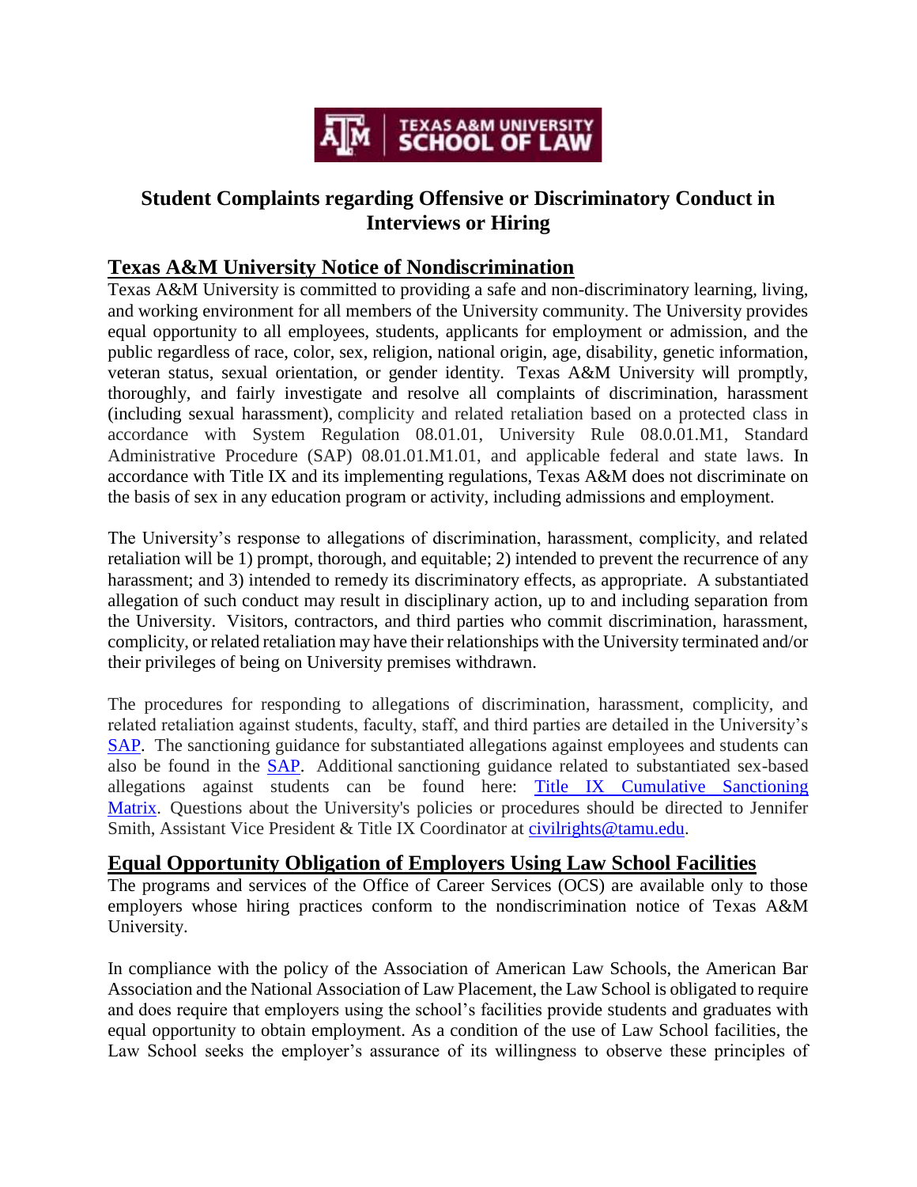TEXAS A&M UNIVERSITY SCHOOL OF LAW

# Student Complaints regarding Offensive or Discriminatory Conduct in Interviews or Hiring

## Texas A&M University Notice of Nondiscrimination

Texas A&M University is committed to providing a safe and non-discriminatory learning, living, and working environment for all members of the University community. The University provides equal opportunity to all employees, students, applicants for employment or admission, and the public regardless of race, color, sex, religion, national origin, age, disability, genetic information, veteran status, sexual orientation, or gender identity. Texas A&M University will promptly, thoroughly, and fairly investigate and resolve all complaints of discrimination, harassment (including sexual harassment), complicity and related retaliation based on a protected class in accordance with System Regulation 08.01.01, University Rule 08.0.01.M1, Standard Administrative Procedure (SAP) 08.01.01.M1.01, and applicable federal and state laws. In accordance with Title IX and its implementing regulations, Texas A&M does not discriminate on the basis of sex in any education program or activity, including admissions and employment.

The University's response to allegations of discrimination, harassment, complicity, and related retaliation will be 1) prompt, thorough, and equitable; 2) intended to prevent the recurrence of any harassment; and 3) intended to remedy its discriminatory effects, as appropriate. A substantiated allegation of such conduct may result in disciplinary action, up to and including separation from the University. Visitors, contractors, and third parties who commit discrimination, harassment, complicity, or related retaliation may have their relationships with the University terminated and/or their privileges of being on University premises withdrawn.

The procedures for responding to allegations of discrimination, harassment, complicity, and related retaliation against students, faculty, staff, and third parties are detailed in the University's SAP. The sanctioning guidance for substantiated allegations against employees and students can also be found in the SAP. Additional sanctioning guidance related to substantiated sex-based allegations against students can be found here: Title IX Cumulative Sanctioning Matrix. Questions about the University's policies or procedures should be directed to Jennifer Smith, Assistant Vice President & Title IX Coordinator at civilrights@tamu.edu.

## Equal Opportunity Obligation of Employers Using Law School Facilities

The programs and services of the Office of Career Services (OCS) are available only to those employers whose hiring practices conform to the nondiscrimination notice of Texas A&M University.

In compliance with the policy of the Association of American Law Schools, the American Bar Association and the National Association of Law Placement, the Law School is obligated to require and does require that employers using the school's facilities provide students and graduates with equal opportunity to obtain employment. As a condition of the use of Law School facilities, the Law School seeks the employer's assurance of its willingness to observe these principles of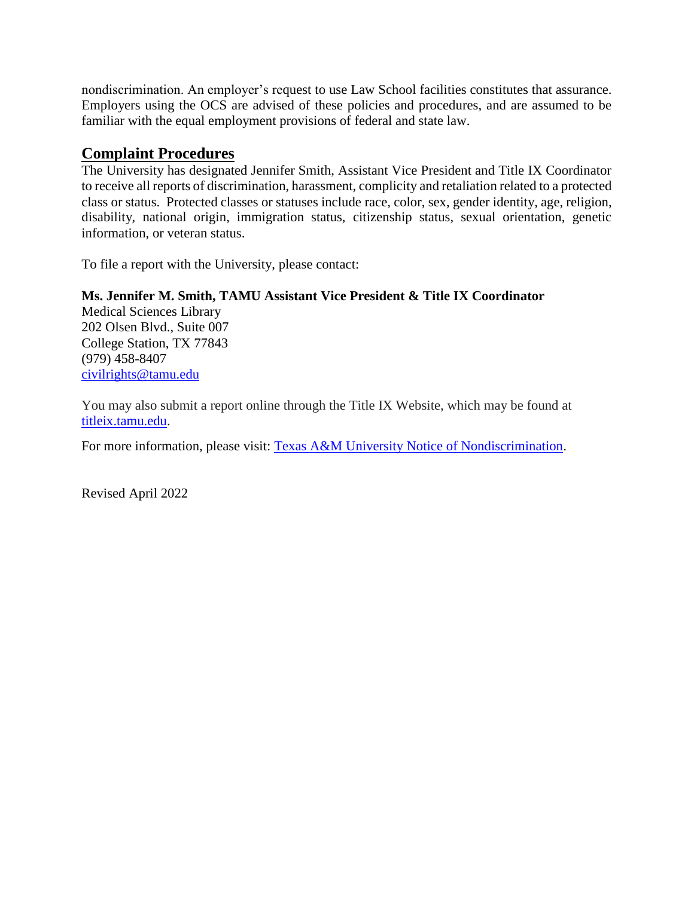nondiscrimination. An employer's request to use Law School facilities constitutes that assurance. Employers using the OCS are advised of these policies and procedures, and are assumed to be familiar with the equal employment provisions of federal and state law.

## Complaint Procedures

The University has designated Jennifer Smith, Assistant Vice President and Title IX Coordinator to receive all reports of discrimination, harassment, complicity and retaliation related to a protected class or status. Protected classes or statuses include race, color, sex, gender identity, age, religion, disability, national origin, immigration status, citizenship status, sexual orientation, genetic information, or veteran status.

To file a report with the University, please contact:

**Ms. Jennifer M. Smith, TAMU Assistant Vice President & Title IX Coordinator**
Medical Sciences Library
202 Olsen Blvd., Suite 007
College Station, TX 77843
(979) 458-8407
civilrights@tamu.edu

You may also submit a report online through the Title IX Website, which may be found at titleix.tamu.edu.

For more information, please visit: Texas A&M University Notice of Nondiscrimination.

Revised April 2022